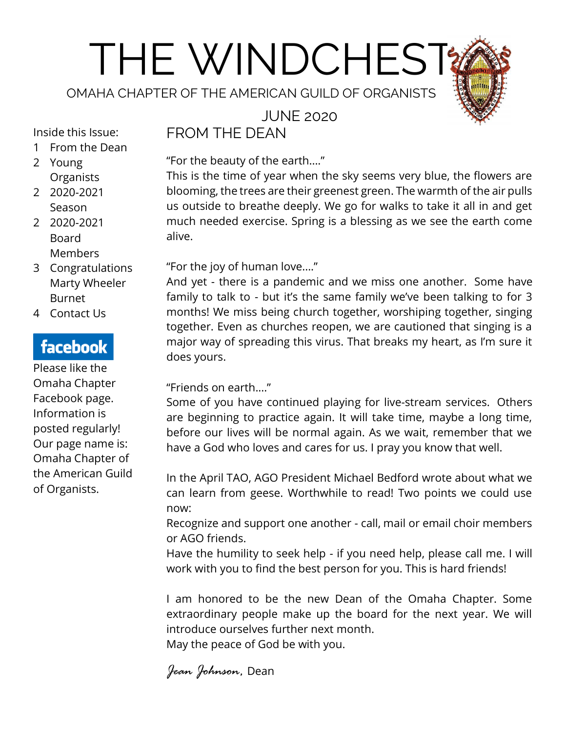# THE WINDCHEST

OMAHA CHAPTER OF THE AMERICAN GUILD OF ORGANISTS

JUNE 2020

Inside this Issue:

1 From the Dean
2 Young Organists
2 2020-2021 Season
2 2020-2021 Board Members
3 Congratulations Marty Wheeler Burnet
4 Contact Us

**facebook**

Please like the Omaha Chapter Facebook page. Information is posted regularly! Our page name is: Omaha Chapter of the American Guild of Organists.

## FROM THE DEAN

"For the beauty of the earth…."
This is the time of year when the sky seems very blue, the flowers are blooming, the trees are their greenest green. The warmth of the air pulls us outside to breathe deeply. We go for walks to take it all in and get much needed exercise. Spring is a blessing as we see the earth come alive.

"For the joy of human love…."
And yet - there is a pandemic and we miss one another. Some have family to talk to - but it's the same family we've been talking to for 3 months! We miss being church together, worshiping together, singing together. Even as churches reopen, we are cautioned that singing is a major way of spreading this virus. That breaks my heart, as I'm sure it does yours.

"Friends on earth…."
Some of you have continued playing for live-stream services. Others are beginning to practice again. It will take time, maybe a long time, before our lives will be normal again. As we wait, remember that we have a God who loves and cares for us. I pray you know that well.

In the April TAO, AGO President Michael Bedford wrote about what we can learn from geese. Worthwhile to read! Two points we could use now:
Recognize and support one another - call, mail or email choir members or AGO friends.
Have the humility to seek help - if you need help, please call me. I will work with you to find the best person for you. This is hard friends!

I am honored to be the new Dean of the Omaha Chapter. Some extraordinary people make up the board for the next year. We will introduce ourselves further next month.
May the peace of God be with you.

*Jean Johnson*, Dean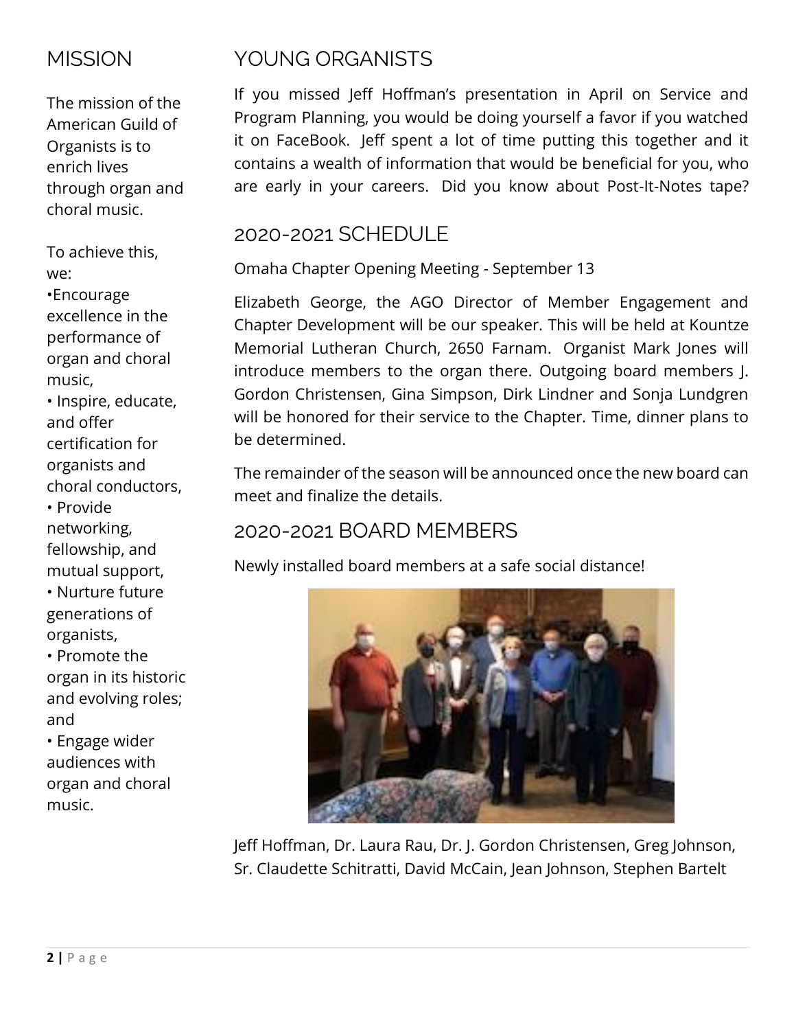## MISSION

The mission of the American Guild of Organists is to enrich lives through organ and choral music.

To achieve this, we:

- Encourage excellence in the performance of organ and choral music,
- Inspire, educate, and offer certification for organists and choral conductors,
- Provide networking, fellowship, and mutual support,
- Nurture future generations of organists,
- Promote the organ in its historic and evolving roles; and
- Engage wider audiences with organ and choral music.

## YOUNG ORGANISTS

If you missed Jeff Hoffman's presentation in April on Service and Program Planning, you would be doing yourself a favor if you watched it on FaceBook. Jeff spent a lot of time putting this together and it contains a wealth of information that would be beneficial for you, who are early in your careers. Did you know about Post-It-Notes tape?

## 2020-2021 SCHEDULE

Omaha Chapter Opening Meeting - September 13

Elizabeth George, the AGO Director of Member Engagement and Chapter Development will be our speaker. This will be held at Kountze Memorial Lutheran Church, 2650 Farnam. Organist Mark Jones will introduce members to the organ there. Outgoing board members J. Gordon Christensen, Gina Simpson, Dirk Lindner and Sonja Lundgren will be honored for their service to the Chapter. Time, dinner plans to be determined.

The remainder of the season will be announced once the new board can meet and finalize the details.

## 2020-2021 BOARD MEMBERS

Newly installed board members at a safe social distance!

Jeff Hoffman, Dr. Laura Rau, Dr. J. Gordon Christensen, Greg Johnson, Sr. Claudette Schitratti, David McCain, Jean Johnson, Stephen Bartelt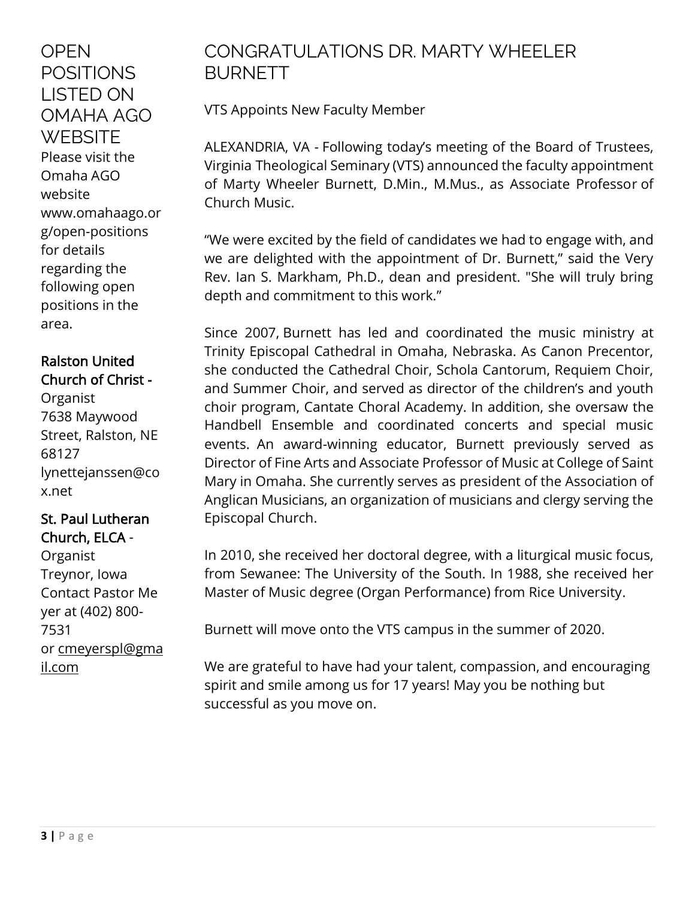# OPEN POSITIONS LISTED ON OMAHA AGO WEBSITE

Please visit the Omaha AGO website www.omahaago.org/open-positions for details regarding the following open positions in the area.

**Ralston United Church of Christ -**
Organist
7638 Maywood Street, Ralston, NE 68127
lynettejanssen@cox.net

**St. Paul Lutheran Church, ELCA -**
Organist
Treynor, Iowa
Contact Pastor Meyer at (402) 800-7531
or cmeyerspl@gmail.com

# CONGRATULATIONS DR. MARTY WHEELER BURNETT

VTS Appoints New Faculty Member

ALEXANDRIA, VA - Following today's meeting of the Board of Trustees, Virginia Theological Seminary (VTS) announced the faculty appointment of Marty Wheeler Burnett, D.Min., M.Mus., as Associate Professor of Church Music.

"We were excited by the field of candidates we had to engage with, and we are delighted with the appointment of Dr. Burnett," said the Very Rev. Ian S. Markham, Ph.D., dean and president. "She will truly bring depth and commitment to this work."

Since 2007, Burnett has led and coordinated the music ministry at Trinity Episcopal Cathedral in Omaha, Nebraska. As Canon Precentor, she conducted the Cathedral Choir, Schola Cantorum, Requiem Choir, and Summer Choir, and served as director of the children's and youth choir program, Cantate Choral Academy. In addition, she oversaw the Handbell Ensemble and coordinated concerts and special music events. An award-winning educator, Burnett previously served as Director of Fine Arts and Associate Professor of Music at College of Saint Mary in Omaha. She currently serves as president of the Association of Anglican Musicians, an organization of musicians and clergy serving the Episcopal Church.

In 2010, she received her doctoral degree, with a liturgical music focus, from Sewanee: The University of the South. In 1988, she received her Master of Music degree (Organ Performance) from Rice University.

Burnett will move onto the VTS campus in the summer of 2020.

We are grateful to have had your talent, compassion, and encouraging spirit and smile among us for 17 years! May you be nothing but successful as you move on.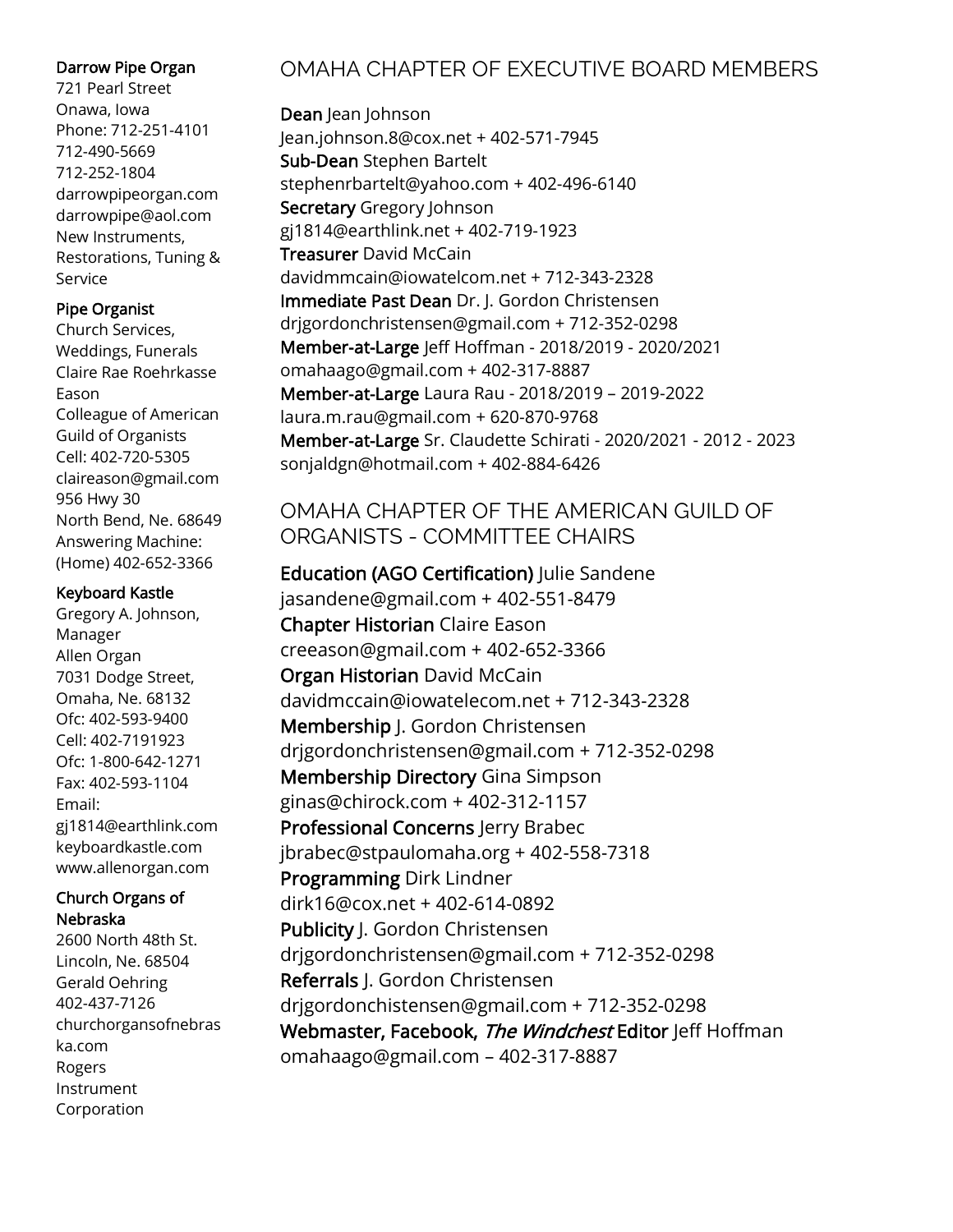**Darrow Pipe Organ**
721 Pearl Street
Onawa, Iowa
Phone: 712-251-4101
712-490-5669
712-252-1804
darrowpipeorgan.com
darrowpipe@aol.com
New Instruments, Restorations, Tuning & Service

**Pipe Organist**
Church Services, Weddings, Funerals
Claire Rae Roehrkasse Eason
Colleague of American Guild of Organists
Cell: 402-720-5305
claireason@gmail.com
956 Hwy 30
North Bend, Ne. 68649
Answering Machine: (Home) 402-652-3366

**Keyboard Kastle**
Gregory A. Johnson, Manager
Allen Organ
7031 Dodge Street, Omaha, Ne. 68132
Ofc: 402-593-9400
Cell: 402-7191923
Ofc: 1-800-642-1271
Fax: 402-593-1104
Email: gj1814@earthlink.com
keyboardkastle.com
www.allenorgan.com

**Church Organs of Nebraska**
2600 North 48th St.
Lincoln, Ne. 68504
Gerald Oehring
402-437-7126
churchorgansofnebraska.com
Rogers Instrument Corporation

## OMAHA CHAPTER OF EXECUTIVE BOARD MEMBERS

**Dean** Jean Johnson
Jean.johnson.8@cox.net + 402-571-7945
**Sub-Dean** Stephen Bartelt
stephenrbartelt@yahoo.com + 402-496-6140
**Secretary** Gregory Johnson
gj1814@earthlink.net + 402-719-1923
**Treasurer** David McCain
davidmmcain@iowatelcom.net + 712-343-2328
**Immediate Past Dean** Dr. J. Gordon Christensen
drjgordonchristensen@gmail.com + 712-352-0298
**Member-at-Large** Jeff Hoffman - 2018/2019 - 2020/2021
omahaago@gmail.com + 402-317-8887
**Member-at-Large** Laura Rau - 2018/2019 – 2019-2022
laura.m.rau@gmail.com + 620-870-9768
**Member-at-Large** Sr. Claudette Schirati - 2020/2021 - 2012 - 2023
sonjaldgn@hotmail.com + 402-884-6426

## OMAHA CHAPTER OF THE AMERICAN GUILD OF ORGANISTS - COMMITTEE CHAIRS

**Education (AGO Certification)** Julie Sandene
jasandene@gmail.com + 402-551-8479
**Chapter Historian** Claire Eason
creeason@gmail.com + 402-652-3366
**Organ Historian** David McCain
davidmccain@iowatelecom.net + 712-343-2328
**Membership** J. Gordon Christensen
drjgordonchristensen@gmail.com + 712-352-0298
**Membership Directory** Gina Simpson
ginas@chirock.com + 402-312-1157
**Professional Concerns** Jerry Brabec
jbrabec@stpaulomaha.org + 402-558-7318
**Programming** Dirk Lindner
dirk16@cox.net + 402-614-0892
**Publicity** J. Gordon Christensen
drjgordonchristensen@gmail.com + 712-352-0298
**Referrals** J. Gordon Christensen
drjgordonchistensen@gmail.com + 712-352-0298
**Webmaster, Facebook, *The Windchest* Editor** Jeff Hoffman
omahaago@gmail.com – 402-317-8887